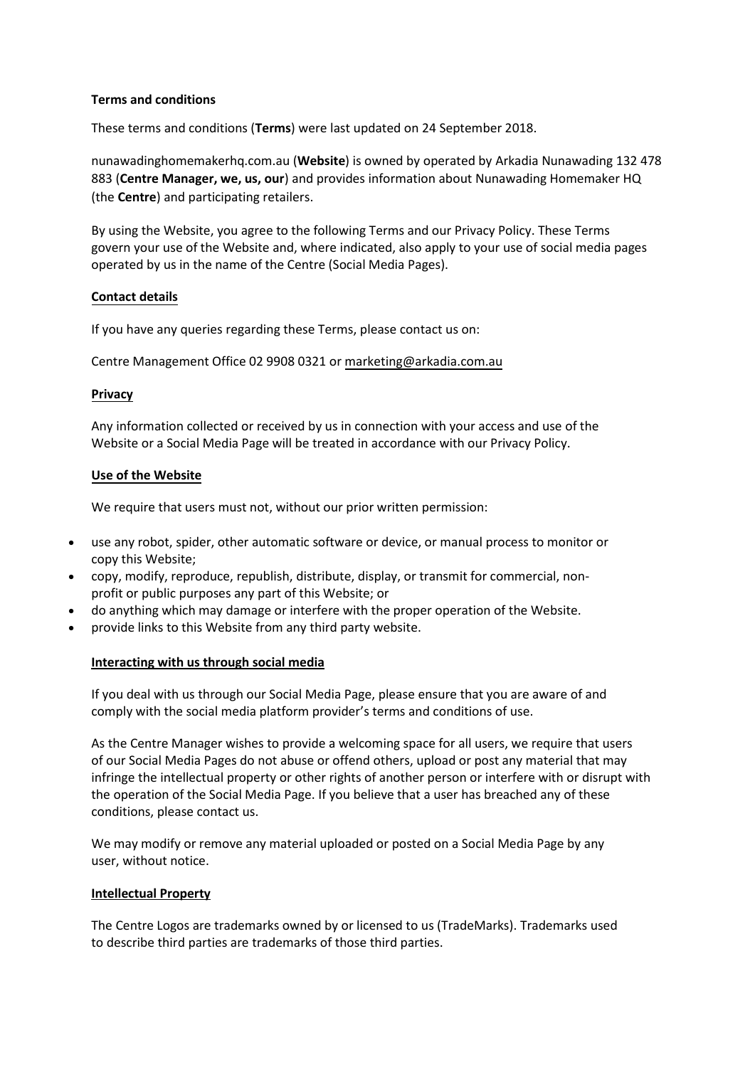**Terms and conditions**

These terms and conditions (**Terms**) were last updated on 24 September 2018.

nunawadinghomemakerhq.com.au (**Website**) is owned by operated by Arkadia Nunawading 132 478 883 (**Centre Manager, we, us, our**) and provides information about Nunawading Homemaker HQ (the **Centre**) and participating retailers.

By using the Website, you agree to the following Terms and our Privacy Policy. These Terms govern your use of the Website and, where indicated, also apply to your use of social media pages operated by us in the name of the Centre (Social Media Pages).

**Contact details**

If you have any queries regarding these Terms, please contact us on:

Centre Management Office 02 9908 0321 or marketing@arkadia.com.au

**Privacy**

Any information collected or received by us in connection with your access and use of the Website or a Social Media Page will be treated in accordance with our Privacy Policy.

**Use of the Website**

We require that users must not, without our prior written permission:

- use any robot, spider, other automatic software or device, or manual process to monitor or copy this Website;
- copy, modify, reproduce, republish, distribute, display, or transmit for commercial, non-profit or public purposes any part of this Website; or
- do anything which may damage or interfere with the proper operation of the Website.
- provide links to this Website from any third party website.

**Interacting with us through social media**

If you deal with us through our Social Media Page, please ensure that you are aware of and comply with the social media platform provider's terms and conditions of use.

As the Centre Manager wishes to provide a welcoming space for all users, we require that users of our Social Media Pages do not abuse or offend others, upload or post any material that may infringe the intellectual property or other rights of another person or interfere with or disrupt with the operation of the Social Media Page. If you believe that a user has breached any of these conditions, please contact us.

We may modify or remove any material uploaded or posted on a Social Media Page by any user, without notice.

**Intellectual Property**

The Centre Logos are trademarks owned by or licensed to us (TradeMarks). Trademarks used to describe third parties are trademarks of those third parties.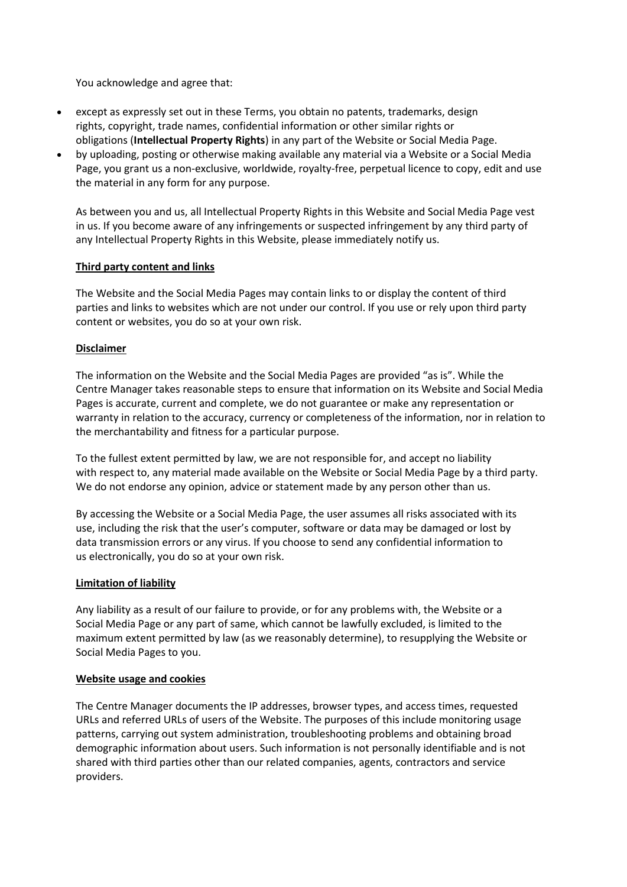You acknowledge and agree that:

- except as expressly set out in these Terms, you obtain no patents, trademarks, design rights, copyright, trade names, confidential information or other similar rights or obligations (**Intellectual Property Rights**) in any part of the Website or Social Media Page.
- by uploading, posting or otherwise making available any material via a Website or a Social Media Page, you grant us a non-exclusive, worldwide, royalty-free, perpetual licence to copy, edit and use the material in any form for any purpose.

As between you and us, all Intellectual Property Rights in this Website and Social Media Page vest in us. If you become aware of any infringements or suspected infringement by any third party of any Intellectual Property Rights in this Website, please immediately notify us.

**Third party content and links**

The Website and the Social Media Pages may contain links to or display the content of third parties and links to websites which are not under our control. If you use or rely upon third party content or websites, you do so at your own risk.

**Disclaimer**

The information on the Website and the Social Media Pages are provided "as is". While the Centre Manager takes reasonable steps to ensure that information on its Website and Social Media Pages is accurate, current and complete, we do not guarantee or make any representation or warranty in relation to the accuracy, currency or completeness of the information, nor in relation to the merchantability and fitness for a particular purpose.

To the fullest extent permitted by law, we are not responsible for, and accept no liability with respect to, any material made available on the Website or Social Media Page by a third party. We do not endorse any opinion, advice or statement made by any person other than us.

By accessing the Website or a Social Media Page, the user assumes all risks associated with its use, including the risk that the user's computer, software or data may be damaged or lost by data transmission errors or any virus. If you choose to send any confidential information to us electronically, you do so at your own risk.

**Limitation of liability**

Any liability as a result of our failure to provide, or for any problems with, the Website or a Social Media Page or any part of same, which cannot be lawfully excluded, is limited to the maximum extent permitted by law (as we reasonably determine), to resupplying the Website or Social Media Pages to you.

**Website usage and cookies**

The Centre Manager documents the IP addresses, browser types, and access times, requested URLs and referred URLs of users of the Website. The purposes of this include monitoring usage patterns, carrying out system administration, troubleshooting problems and obtaining broad demographic information about users. Such information is not personally identifiable and is not shared with third parties other than our related companies, agents, contractors and service providers.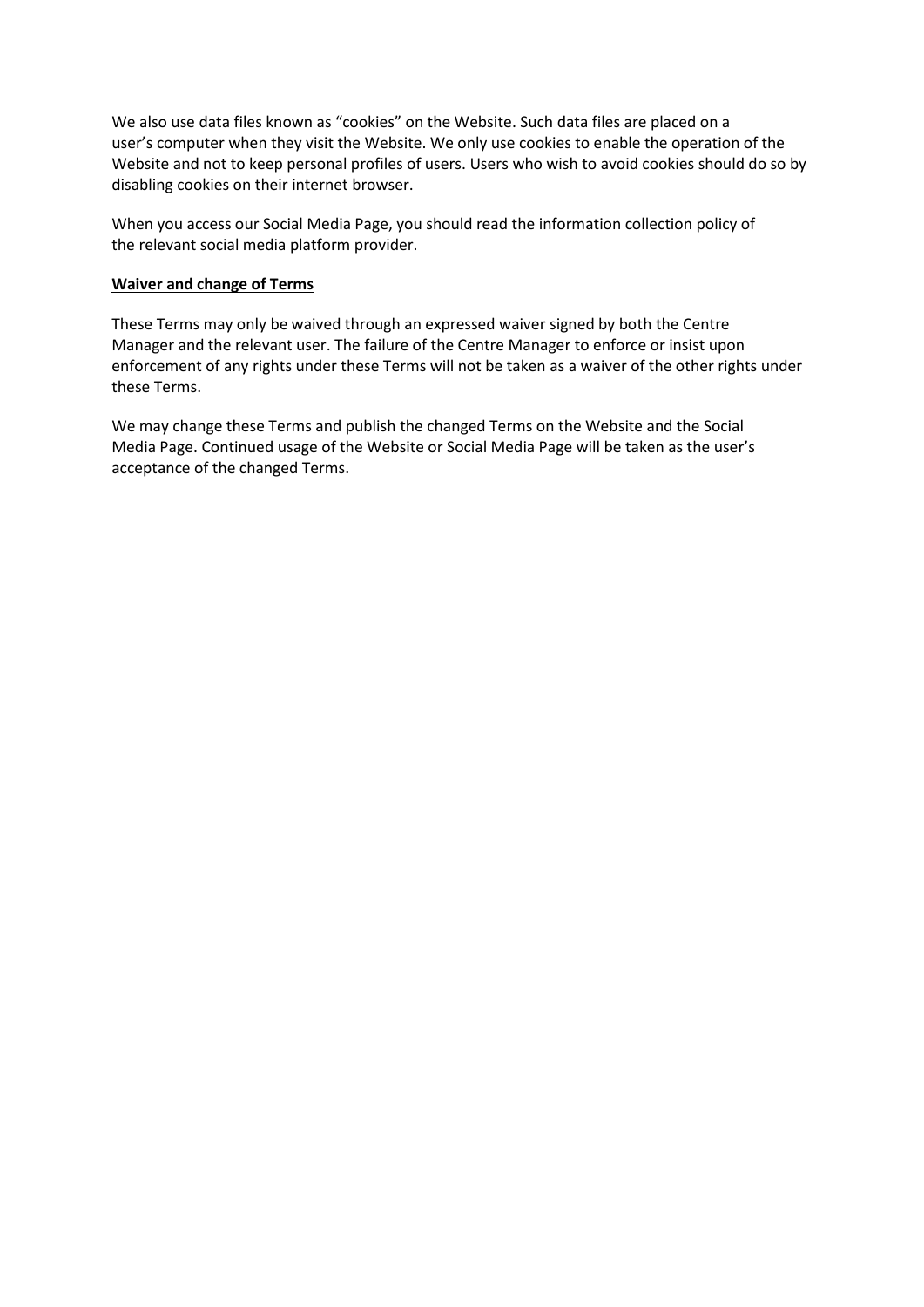We also use data files known as “cookies” on the Website. Such data files are placed on a user’s computer when they visit the Website. We only use cookies to enable the operation of the Website and not to keep personal profiles of users. Users who wish to avoid cookies should do so by disabling cookies on their internet browser.

When you access our Social Media Page, you should read the information collection policy of the relevant social media platform provider.

**Waiver and change of Terms**

These Terms may only be waived through an expressed waiver signed by both the Centre Manager and the relevant user. The failure of the Centre Manager to enforce or insist upon enforcement of any rights under these Terms will not be taken as a waiver of the other rights under these Terms.

We may change these Terms and publish the changed Terms on the Website and the Social Media Page. Continued usage of the Website or Social Media Page will be taken as the user’s acceptance of the changed Terms.